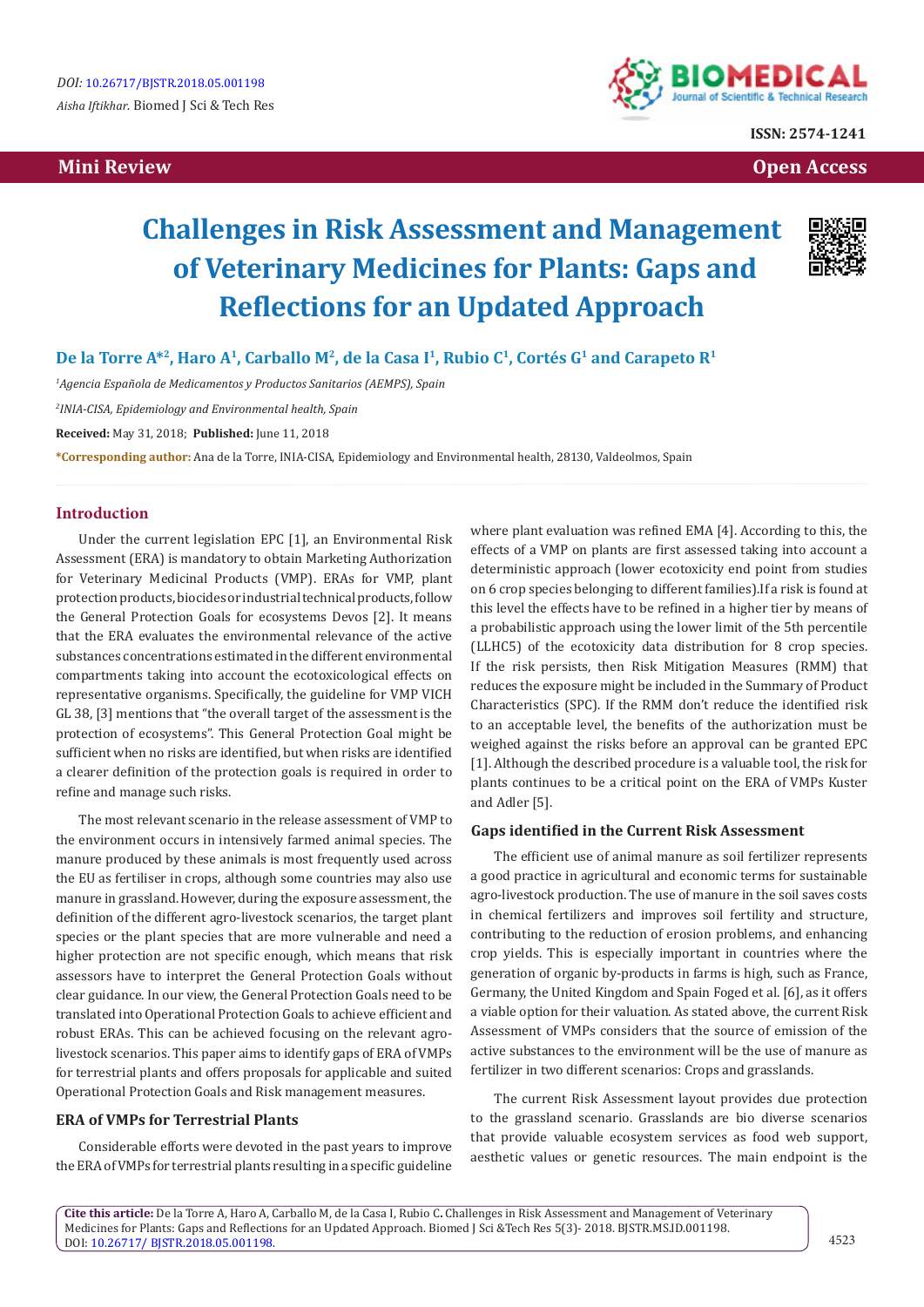DOI: 10.26717/BJSTR.2018.05.001198

*Aisha Iftikhar.* Biomed J Sci & Tech Res

ISSN: 2574-1241

**Mini Review** **Open Access**

# Challenges in Risk Assessment and Management of Veterinary Medicines for Plants: Gaps and Reflections for an Updated Approach

**De la Torre A*[2], Haro A[1], Carballo M[2], de la Casa I[1], Rubio C[1], Cortés G[1] and Carapeto R[1]**

[1]*Agencia Española de Medicamentos y Productos Sanitarios (AEMPS), Spain*

[2]*INIA-CISA, Epidemiology and Environmental health, Spain*

**Received:** May 31, 2018; **Published:** June 11, 2018

***Corresponding author:** Ana de la Torre, INIA-CISA, Epidemiology and Environmental health, 28130, Valdeolmos, Spain

## Introduction

Under the current legislation EPC [1], an Environmental Risk Assessment (ERA) is mandatory to obtain Marketing Authorization for Veterinary Medicinal Products (VMP). ERAs for VMP, plant protection products, biocides or industrial technical products, follow the General Protection Goals for ecosystems Devos [2]. It means that the ERA evaluates the environmental relevance of the active substances concentrations estimated in the different environmental compartments taking into account the ecotoxicological effects on representative organisms. Specifically, the guideline for VMP VICH GL 38, [3] mentions that "the overall target of the assessment is the protection of ecosystems". This General Protection Goal might be sufficient when no risks are identified, but when risks are identified a clearer definition of the protection goals is required in order to refine and manage such risks.

The most relevant scenario in the release assessment of VMP to the environment occurs in intensively farmed animal species. The manure produced by these animals is most frequently used across the EU as fertiliser in crops, although some countries may also use manure in grassland. However, during the exposure assessment, the definition of the different agro-livestock scenarios, the target plant species or the plant species that are more vulnerable and need a higher protection are not specific enough, which means that risk assessors have to interpret the General Protection Goals without clear guidance. In our view, the General Protection Goals need to be translated into Operational Protection Goals to achieve efficient and robust ERAs. This can be achieved focusing on the relevant agro-livestock scenarios. This paper aims to identify gaps of ERA of VMPs for terrestrial plants and offers proposals for applicable and suited Operational Protection Goals and Risk management measures.

### ERA of VMPs for Terrestrial Plants

Considerable efforts were devoted in the past years to improve the ERA of VMPs for terrestrial plants resulting in a specific guideline where plant evaluation was refined EMA [4]. According to this, the effects of a VMP on plants are first assessed taking into account a deterministic approach (lower ecotoxicity end point from studies on 6 crop species belonging to different families).If a risk is found at this level the effects have to be refined in a higher tier by means of a probabilistic approach using the lower limit of the 5th percentile (LLHC5) of the ecotoxicity data distribution for 8 crop species. If the risk persists, then Risk Mitigation Measures (RMM) that reduces the exposure might be included in the Summary of Product Characteristics (SPC). If the RMM don't reduce the identified risk to an acceptable level, the benefits of the authorization must be weighed against the risks before an approval can be granted EPC [1]. Although the described procedure is a valuable tool, the risk for plants continues to be a critical point on the ERA of VMPs Kuster and Adler [5].

### Gaps identified in the Current Risk Assessment

The efficient use of animal manure as soil fertilizer represents a good practice in agricultural and economic terms for sustainable agro-livestock production. The use of manure in the soil saves costs in chemical fertilizers and improves soil fertility and structure, contributing to the reduction of erosion problems, and enhancing crop yields. This is especially important in countries where the generation of organic by-products in farms is high, such as France, Germany, the United Kingdom and Spain Foged et al. [6], as it offers a viable option for their valuation. As stated above, the current Risk Assessment of VMPs considers that the source of emission of the active substances to the environment will be the use of manure as fertilizer in two different scenarios: Crops and grasslands.

The current Risk Assessment layout provides due protection to the grassland scenario. Grasslands are bio diverse scenarios that provide valuable ecosystem services as food web support, aesthetic values or genetic resources. The main endpoint is the

**Cite this article:** De la Torre A, Haro A, Carballo M, de la Casa I, Rubio C**.** Challenges in Risk Assessment and Management of Veterinary Medicines for Plants: Gaps and Reflections for an Updated Approach. Biomed J Sci &Tech Res 5(3)- 2018. BJSTR.MS.ID.001198. DOI: 10.26717/ BJSTR.2018.05.001198.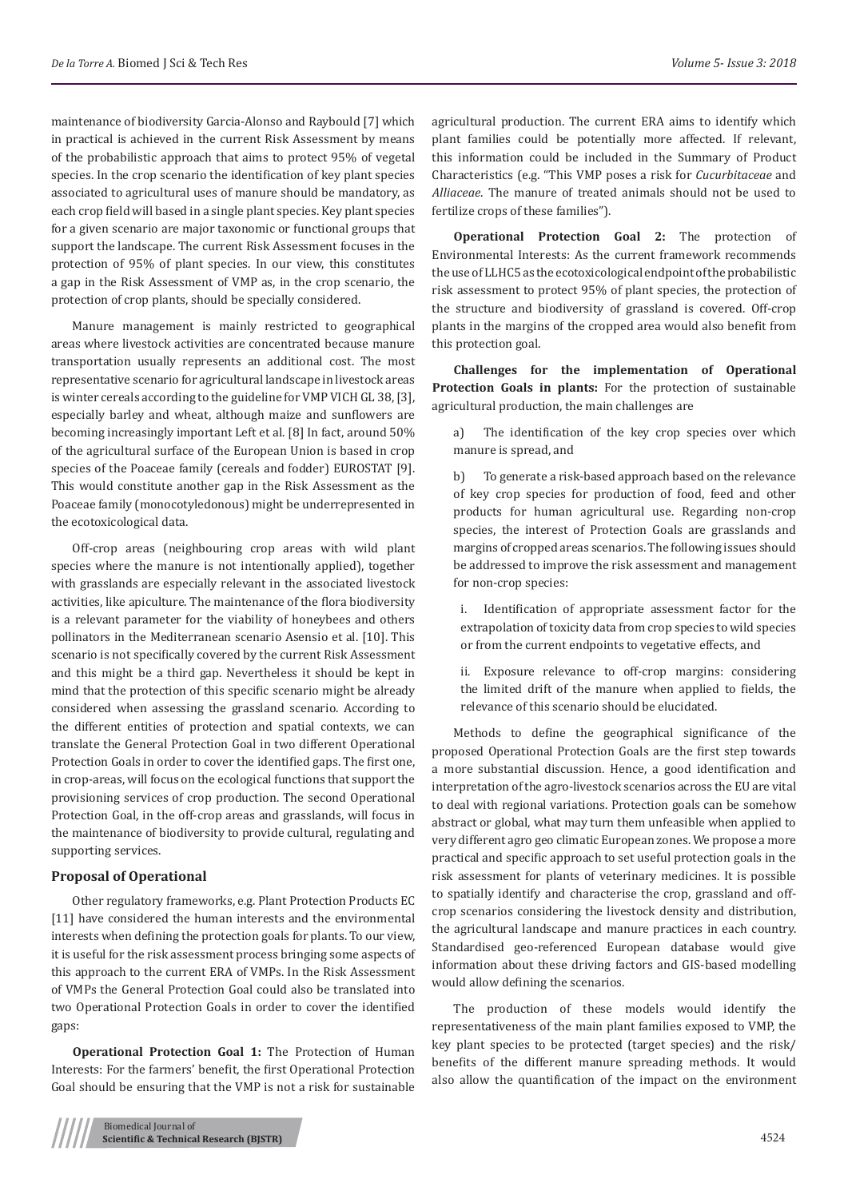maintenance of biodiversity Garcia-Alonso and Raybould [7] which in practical is achieved in the current Risk Assessment by means of the probabilistic approach that aims to protect 95% of vegetal species. In the crop scenario the identification of key plant species associated to agricultural uses of manure should be mandatory, as each crop field will based in a single plant species. Key plant species for a given scenario are major taxonomic or functional groups that support the landscape. The current Risk Assessment focuses in the protection of 95% of plant species. In our view, this constitutes a gap in the Risk Assessment of VMP as, in the crop scenario, the protection of crop plants, should be specially considered.

Manure management is mainly restricted to geographical areas where livestock activities are concentrated because manure transportation usually represents an additional cost. The most representative scenario for agricultural landscape in livestock areas is winter cereals according to the guideline for VMP VICH GL 38, [3], especially barley and wheat, although maize and sunflowers are becoming increasingly important Left et al. [8] In fact, around 50% of the agricultural surface of the European Union is based in crop species of the Poaceae family (cereals and fodder) EUROSTAT [9]. This would constitute another gap in the Risk Assessment as the Poaceae family (monocotyledonous) might be underrepresented in the ecotoxicological data.

Off-crop areas (neighbouring crop areas with wild plant species where the manure is not intentionally applied), together with grasslands are especially relevant in the associated livestock activities, like apiculture. The maintenance of the flora biodiversity is a relevant parameter for the viability of honeybees and others pollinators in the Mediterranean scenario Asensio et al. [10]. This scenario is not specifically covered by the current Risk Assessment and this might be a third gap. Nevertheless it should be kept in mind that the protection of this specific scenario might be already considered when assessing the grassland scenario. According to the different entities of protection and spatial contexts, we can translate the General Protection Goal in two different Operational Protection Goals in order to cover the identified gaps. The first one, in crop-areas, will focus on the ecological functions that support the provisioning services of crop production. The second Operational Protection Goal, in the off-crop areas and grasslands, will focus in the maintenance of biodiversity to provide cultural, regulating and supporting services.

### Proposal of Operational

Other regulatory frameworks, e.g. Plant Protection Products EC [11] have considered the human interests and the environmental interests when defining the protection goals for plants. To our view, it is useful for the risk assessment process bringing some aspects of this approach to the current ERA of VMPs. In the Risk Assessment of VMPs the General Protection Goal could also be translated into two Operational Protection Goals in order to cover the identified gaps:

**Operational Protection Goal 1:** The Protection of Human Interests: For the farmers' benefit, the first Operational Protection Goal should be ensuring that the VMP is not a risk for sustainable agricultural production. The current ERA aims to identify which plant families could be potentially more affected. If relevant, this information could be included in the Summary of Product Characteristics (e.g. "This VMP poses a risk for *Cucurbitaceae* and *Alliaceae*. The manure of treated animals should not be used to fertilize crops of these families").

**Operational Protection Goal 2:** The protection of Environmental Interests: As the current framework recommends the use of LLHC5 as the ecotoxicological endpoint of the probabilistic risk assessment to protect 95% of plant species, the protection of the structure and biodiversity of grassland is covered. Off-crop plants in the margins of the cropped area would also benefit from this protection goal.

**Challenges for the implementation of Operational Protection Goals in plants:** For the protection of sustainable agricultural production, the main challenges are

a) The identification of the key crop species over which manure is spread, and

b) To generate a risk-based approach based on the relevance of key crop species for production of food, feed and other products for human agricultural use. Regarding non-crop species, the interest of Protection Goals are grasslands and margins of cropped areas scenarios. The following issues should be addressed to improve the risk assessment and management for non-crop species:

i. Identification of appropriate assessment factor for the extrapolation of toxicity data from crop species to wild species or from the current endpoints to vegetative effects, and

ii. Exposure relevance to off-crop margins: considering the limited drift of the manure when applied to fields, the relevance of this scenario should be elucidated.

Methods to define the geographical significance of the proposed Operational Protection Goals are the first step towards a more substantial discussion. Hence, a good identification and interpretation of the agro-livestock scenarios across the EU are vital to deal with regional variations. Protection goals can be somehow abstract or global, what may turn them unfeasible when applied to very different agro geo climatic European zones. We propose a more practical and specific approach to set useful protection goals in the risk assessment for plants of veterinary medicines. It is possible to spatially identify and characterise the crop, grassland and off-crop scenarios considering the livestock density and distribution, the agricultural landscape and manure practices in each country. Standardised geo-referenced European database would give information about these driving factors and GIS-based modelling would allow defining the scenarios.

The production of these models would identify the representativeness of the main plant families exposed to VMP, the key plant species to be protected (target species) and the risk/benefits of the different manure spreading methods. It would also allow the quantification of the impact on the environment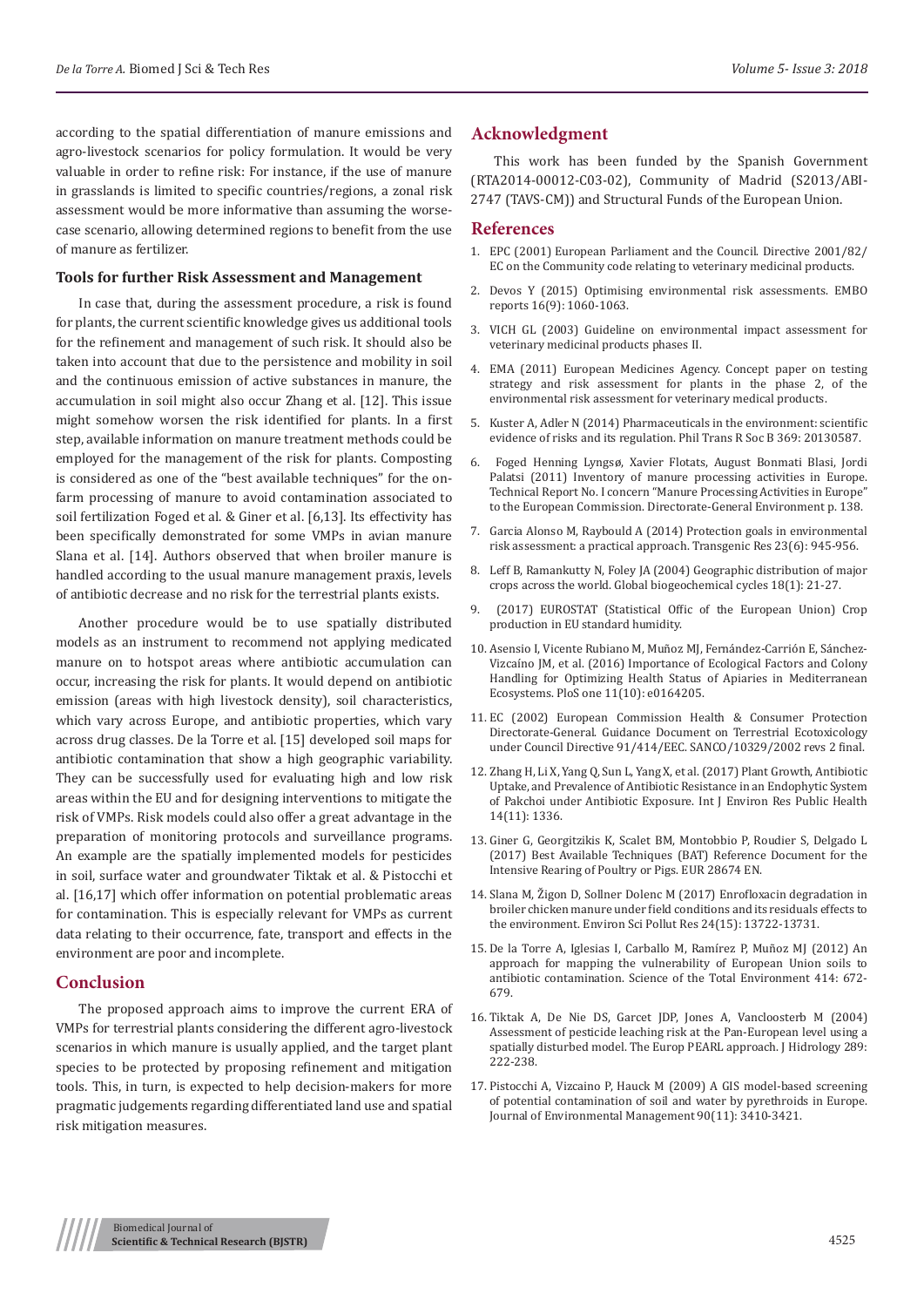according to the spatial differentiation of manure emissions and agro-livestock scenarios for policy formulation. It would be very valuable in order to refine risk: For instance, if the use of manure in grasslands is limited to specific countries/regions, a zonal risk assessment would be more informative than assuming the worse-case scenario, allowing determined regions to benefit from the use of manure as fertilizer.

### Tools for further Risk Assessment and Management

In case that, during the assessment procedure, a risk is found for plants, the current scientific knowledge gives us additional tools for the refinement and management of such risk. It should also be taken into account that due to the persistence and mobility in soil and the continuous emission of active substances in manure, the accumulation in soil might also occur Zhang et al. [12]. This issue might somehow worsen the risk identified for plants. In a first step, available information on manure treatment methods could be employed for the management of the risk for plants. Composting is considered as one of the "best available techniques" for the on-farm processing of manure to avoid contamination associated to soil fertilization Foged et al. & Giner et al. [6,13]. Its effectivity has been specifically demonstrated for some VMPs in avian manure Slana et al. [14]. Authors observed that when broiler manure is handled according to the usual manure management praxis, levels of antibiotic decrease and no risk for the terrestrial plants exists.

Another procedure would be to use spatially distributed models as an instrument to recommend not applying medicated manure on to hotspot areas where antibiotic accumulation can occur, increasing the risk for plants. It would depend on antibiotic emission (areas with high livestock density), soil characteristics, which vary across Europe, and antibiotic properties, which vary across drug classes. De la Torre et al. [15] developed soil maps for antibiotic contamination that show a high geographic variability. They can be successfully used for evaluating high and low risk areas within the EU and for designing interventions to mitigate the risk of VMPs. Risk models could also offer a great advantage in the preparation of monitoring protocols and surveillance programs. An example are the spatially implemented models for pesticides in soil, surface water and groundwater Tiktak et al. & Pistocchi et al. [16,17] which offer information on potential problematic areas for contamination. This is especially relevant for VMPs as current data relating to their occurrence, fate, transport and effects in the environment are poor and incomplete.

## Conclusion

The proposed approach aims to improve the current ERA of VMPs for terrestrial plants considering the different agro-livestock scenarios in which manure is usually applied, and the target plant species to be protected by proposing refinement and mitigation tools. This, in turn, is expected to help decision-makers for more pragmatic judgements regarding differentiated land use and spatial risk mitigation measures.

## Acknowledgment

This work has been funded by the Spanish Government (RTA2014-00012-C03-02), Community of Madrid (S2013/ABI-2747 (TAVS-CM)) and Structural Funds of the European Union.

## References

1. EPC (2001) European Parliament and the Council. Directive 2001/82/EC on the Community code relating to veterinary medicinal products.
2. Devos Y (2015) Optimising environmental risk assessments. EMBO reports 16(9): 1060-1063.
3. VICH GL (2003) Guideline on environmental impact assessment for veterinary medicinal products phases II.
4. EMA (2011) European Medicines Agency. Concept paper on testing strategy and risk assessment for plants in the phase 2, of the environmental risk assessment for veterinary medical products.
5. Kuster A, Adler N (2014) Pharmaceuticals in the environment: scientific evidence of risks and its regulation. Phil Trans R Soc B 369: 20130587.
6. Foged Henning Lyngsø, Xavier Flotats, August Bonmati Blasi, Jordi Palatsi (2011) Inventory of manure processing activities in Europe. Technical Report No. I concern "Manure Processing Activities in Europe" to the European Commission. Directorate-General Environment p. 138.
7. Garcia Alonso M, Raybould A (2014) Protection goals in environmental risk assessment: a practical approach. Transgenic Res 23(6): 945-956.
8. Leff B, Ramankutty N, Foley JA (2004) Geographic distribution of major crops across the world. Global biogeochemical cycles 18(1): 21-27.
9. (2017) EUROSTAT (Statistical Offic of the European Union) Crop production in EU standard humidity.
10. Asensio I, Vicente Rubiano M, Muñoz MJ, Fernández-Carrión E, Sánchez-Vizcaíno JM, et al. (2016) Importance of Ecological Factors and Colony Handling for Optimizing Health Status of Apiaries in Mediterranean Ecosystems. PloS one 11(10): e0164205.
11. EC (2002) European Commission Health & Consumer Protection Directorate-General. Guidance Document on Terrestrial Ecotoxicology under Council Directive 91/414/EEC. SANCO/10329/2002 revs 2 final.
12. Zhang H, Li X, Yang Q, Sun L, Yang X, et al. (2017) Plant Growth, Antibiotic Uptake, and Prevalence of Antibiotic Resistance in an Endophytic System of Pakchoi under Antibiotic Exposure. Int J Environ Res Public Health 14(11): 1336.
13. Giner G, Georgitzikis K, Scalet BM, Montobbio P, Roudier S, Delgado L (2017) Best Available Techniques (BAT) Reference Document for the Intensive Rearing of Poultry or Pigs. EUR 28674 EN.
14. Slana M, Žigon D, Sollner Dolenc M (2017) Enrofloxacin degradation in broiler chicken manure under field conditions and its residuals effects to the environment. Environ Sci Pollut Res 24(15): 13722-13731.
15. De la Torre A, Iglesias I, Carballo M, Ramírez P, Muñoz MJ (2012) An approach for mapping the vulnerability of European Union soils to antibiotic contamination. Science of the Total Environment 414: 672-679.
16. Tiktak A, De Nie DS, Garcet JDP, Jones A, Vanclooster M (2004) Assessment of pesticide leaching risk at the Pan-European level using a spatially disturbed model. The Europ PEARL approach. J Hidrology 289: 222-238.
17. Pistocchi A, Vizcaino P, Hauck M (2009) A GIS model-based screening of potential contamination of soil and water by pyrethroids in Europe. Journal of Environmental Management 90(11): 3410-3421.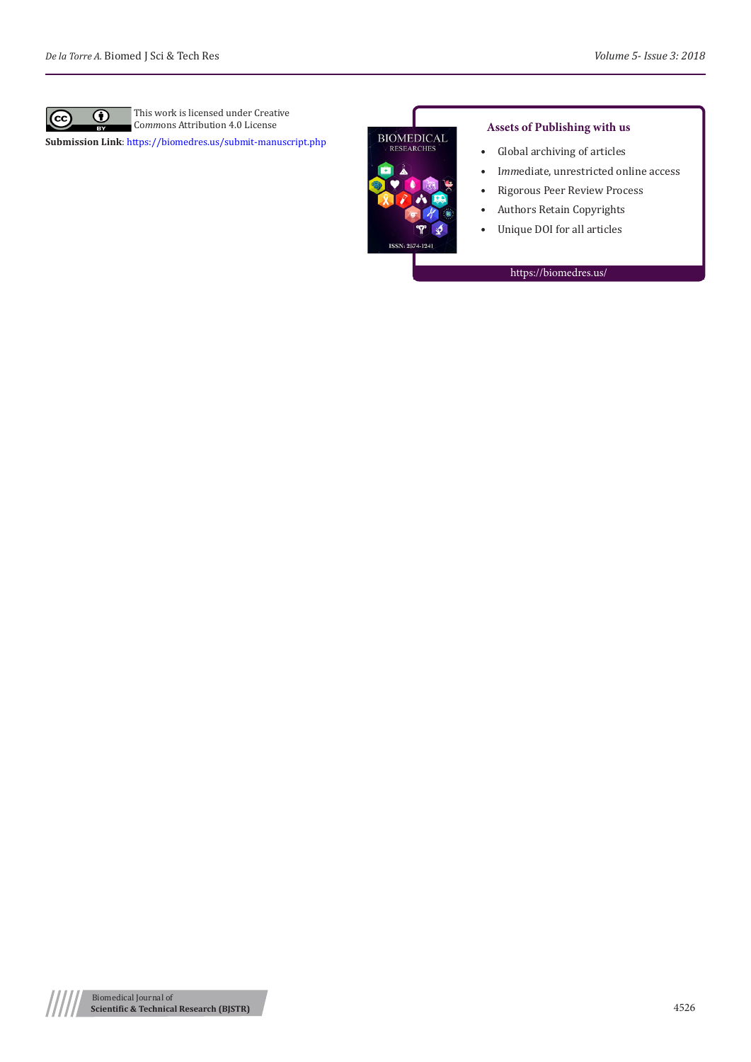This work is licensed under Creative Commons Attribution 4.0 License

**Submission Link**: https://biomedres.us/submit-manuscript.php

### Assets of Publishing with us

- Global archiving of articles
- Immediate, unrestricted online access
- Rigorous Peer Review Process
- Authors Retain Copyrights
- Unique DOI for all articles

https://biomedres.us/